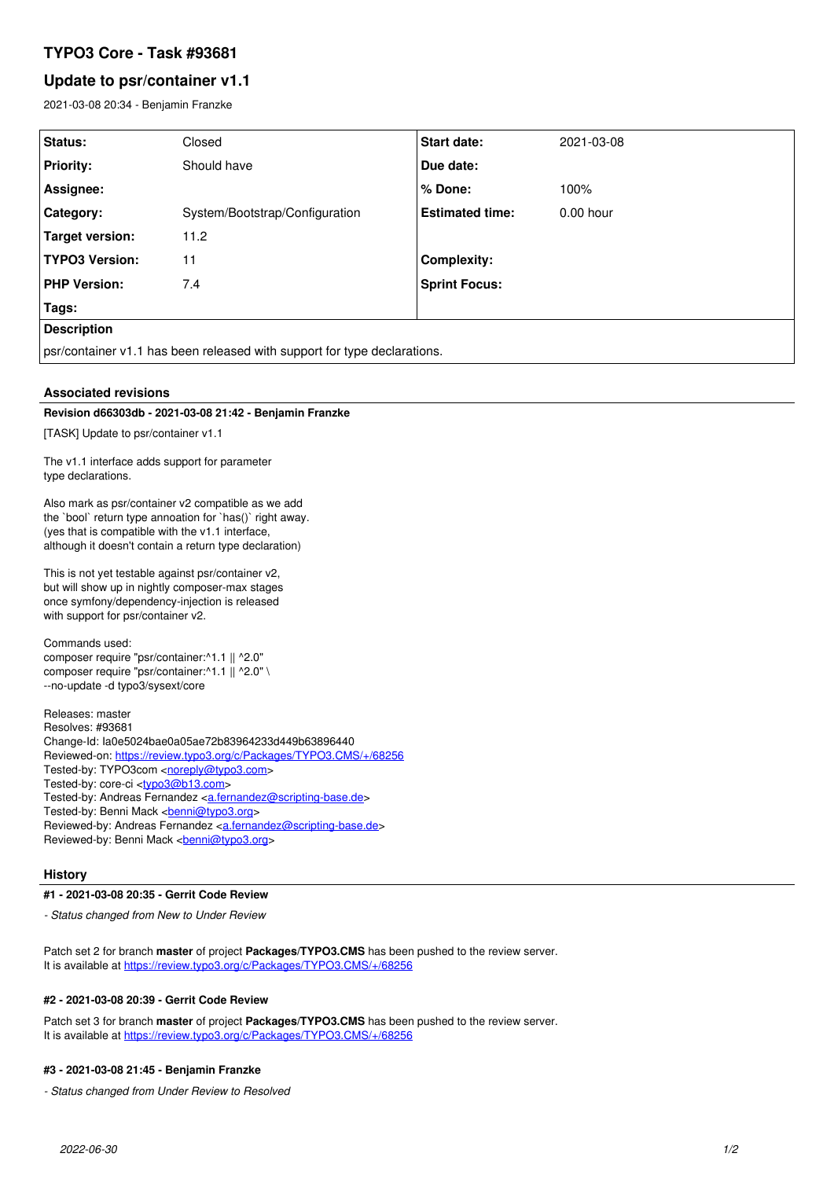# TYPO3 Core - Task #93681

## Update to psr/container v1.1

2021-03-08 20:34 - Benjamin Franzke

| Status: | Closed | Start date: | 2021-03-08 |
|---|---|---|---|
| Priority: | Should have | Due date: | |
| Assignee: | | % Done: | 100% |
| Category: | System/Bootstrap/Configuration | Estimated time: | 0.00 hour |
| Target version: | 11.2 | | |
| TYPO3 Version: | 11 | Complexity: | |
| PHP Version: | 7.4 | Sprint Focus: | |
| Tags: | | | |

**Description**

psr/container v1.1 has been released with support for type declarations.

### Associated revisions

**Revision d66303db - 2021-03-08 21:42 - Benjamin Franzke**

[TASK] Update to psr/container v1.1

The v1.1 interface adds support for parameter
type declarations.

Also mark as psr/container v2 compatible as we add
the `bool` return type annoation for `has()` right away.
(yes that is compatible with the v1.1 interface,
although it doesn't contain a return type declaration)

This is not yet testable against psr/container v2,
but will show up in nightly composer-max stages
once symfony/dependency-injection is released
with support for psr/container v2.

Commands used:
composer require "psr/container:^1.1 || ^2.0"
composer require "psr/container:^1.1 || ^2.0" \
--no-update -d typo3/sysext/core

Releases: master
Resolves: #93681
Change-Id: Ia0e5024bae0a05ae72b83964233d449b63896440
Reviewed-on: https://review.typo3.org/c/Packages/TYPO3.CMS/+/68256
Tested-by: TYPO3com <noreply@typo3.com>
Tested-by: core-ci <typo3@b13.com>
Tested-by: Andreas Fernandez <a.fernandez@scripting-base.de>
Tested-by: Benni Mack <benni@typo3.org>
Reviewed-by: Andreas Fernandez <a.fernandez@scripting-base.de>
Reviewed-by: Benni Mack <benni@typo3.org>

### History

**#1 - 2021-03-08 20:35 - Gerrit Code Review**

*- Status changed from New to Under Review*

Patch set 2 for branch **master** of project **Packages/TYPO3.CMS** has been pushed to the review server.
It is available at https://review.typo3.org/c/Packages/TYPO3.CMS/+/68256

**#2 - 2021-03-08 20:39 - Gerrit Code Review**

Patch set 3 for branch **master** of project **Packages/TYPO3.CMS** has been pushed to the review server.
It is available at https://review.typo3.org/c/Packages/TYPO3.CMS/+/68256

**#3 - 2021-03-08 21:45 - Benjamin Franzke**

*- Status changed from Under Review to Resolved*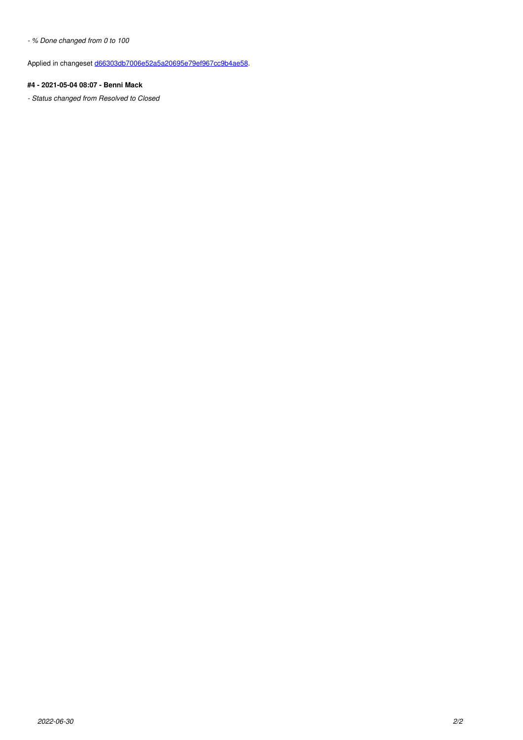*- % Done changed from 0 to 100*

Applied in changeset [d66303db7006e52a5a20695e79ef967cc9b4ae58](d66303db7006e52a5a20695e79ef967cc9b4ae58).

**#4 - 2021-05-04 08:07 - Benni Mack**

*- Status changed from Resolved to Closed*